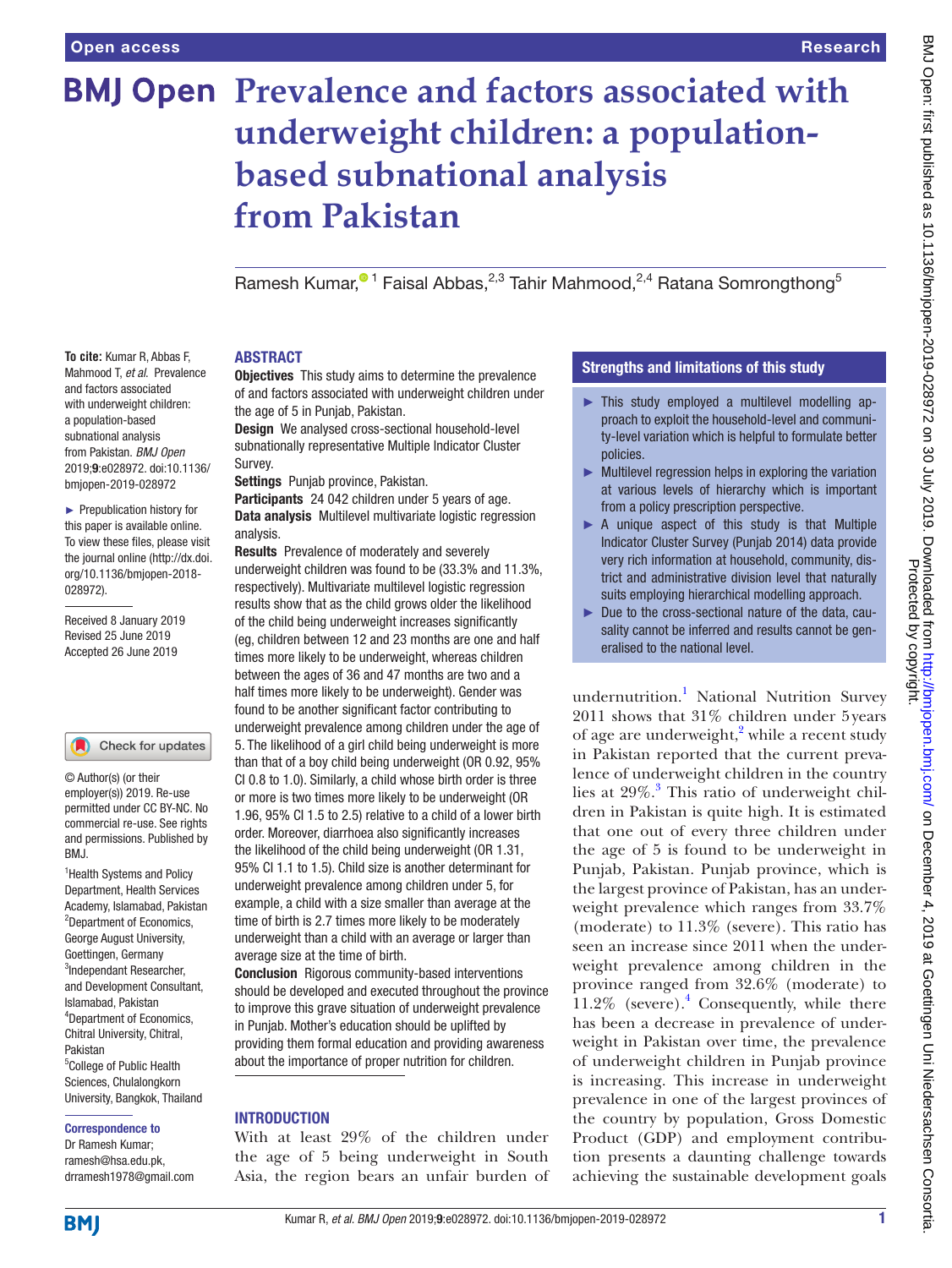Open access

Research

# Prevalence and factors associated with underweight children: a population-based subnational analysis from Pakistan

Ramesh Kumar,[1] Faisal Abbas,[2,3] Tahir Mahmood,[2,4] Ratana Somrongthong[5]

**To cite:** Kumar R, Abbas F, Mahmood T, *et al*. Prevalence and factors associated with underweight children: a population-based subnational analysis from Pakistan. *BMJ Open* 2019;**9**:e028972. doi:10.1136/bmjopen-2019-028972

► Prepublication history for this paper is available online. To view these files, please visit the journal online (http://dx.doi.org/10.1136/bmjopen-2018-028972).

Received 8 January 2019
Revised 25 June 2019
Accepted 26 June 2019

© Author(s) (or their employer(s)) 2019. Re-use permitted under CC BY-NC. No commercial re-use. See rights and permissions. Published by BMJ.

[1]Health Systems and Policy Department, Health Services Academy, Islamabad, Pakistan
[2]Department of Economics, George August University, Goettingen, Germany
[3]Independant Researcher, and Development Consultant, Islamabad, Pakistan
[4]Department of Economics, Chitral University, Chitral, Pakistan
[5]College of Public Health Sciences, Chulalongkorn University, Bangkok, Thailand

**Correspondence to**
Dr Ramesh Kumar;
ramesh@hsa.edu.pk,
drramesh1978@gmail.com

## ABSTRACT

**Objectives** This study aims to determine the prevalence of and factors associated with underweight children under the age of 5 in Punjab, Pakistan.

**Design** We analysed cross-sectional household-level subnationally representative Multiple Indicator Cluster Survey.

**Settings** Punjab province, Pakistan.

**Participants** 24 042 children under 5 years of age.

**Data analysis** Multilevel multivariate logistic regression analysis.

**Results** Prevalence of moderately and severely underweight children was found to be (33.3% and 11.3%, respectively). Multivariate multilevel logistic regression results show that as the child grows older the likelihood of the child being underweight increases significantly (eg, children between 12 and 23 months are one and half times more likely to be underweight, whereas children between the ages of 36 and 47 months are two and a half times more likely to be underweight). Gender was found to be another significant factor contributing to underweight prevalence among children under the age of 5. The likelihood of a girl child being underweight is more than that of a boy child being underweight (OR 0.92, 95% CI 0.8 to 1.0). Similarly, a child whose birth order is three or more is two times more likely to be underweight (OR 1.96, 95% CI 1.5 to 2.5) relative to a child of a lower birth order. Moreover, diarrhoea also significantly increases the likelihood of the child being underweight (OR 1.31, 95% CI 1.1 to 1.5). Child size is another determinant for underweight prevalence among children under 5, for example, a child with a size smaller than average at the time of birth is 2.7 times more likely to be moderately underweight than a child with an average or larger than average size at the time of birth.

**Conclusion** Rigorous community-based interventions should be developed and executed throughout the province to improve this grave situation of underweight prevalence in Punjab. Mother's education should be uplifted by providing them formal education and providing awareness about the importance of proper nutrition for children.

## Strengths and limitations of this study

- ► This study employed a multilevel modelling approach to exploit the household-level and community-level variation which is helpful to formulate better policies.
- ► Multilevel regression helps in exploring the variation at various levels of hierarchy which is important from a policy prescription perspective.
- ► A unique aspect of this study is that Multiple Indicator Cluster Survey (Punjab 2014) data provide very rich information at household, community, district and administrative division level that naturally suits employing hierarchical modelling approach.
- ► Due to the cross-sectional nature of the data, causality cannot be inferred and results cannot be generalised to the national level.

## INTRODUCTION

With at least 29% of the children under the age of 5 being underweight in South Asia, the region bears an unfair burden of undernutrition.[1] National Nutrition Survey 2011 shows that 31% children under 5 years of age are underweight,[2] while a recent study in Pakistan reported that the current prevalence of underweight children in the country lies at 29%.[3] This ratio of underweight children in Pakistan is quite high. It is estimated that one out of every three children under the age of 5 is found to be underweight in Punjab, Pakistan. Punjab province, which is the largest province of Pakistan, has an underweight prevalence which ranges from 33.7% (moderate) to 11.3% (severe). This ratio has seen an increase since 2011 when the underweight prevalence among children in the province ranged from 32.6% (moderate) to 11.2% (severe).[4] Consequently, while there has been a decrease in prevalence of underweight in Pakistan over time, the prevalence of underweight children in Punjab province is increasing. This increase in underweight prevalence in one of the largest provinces of the country by population, Gross Domestic Product (GDP) and employment contribution presents a daunting challenge towards achieving the sustainable development goals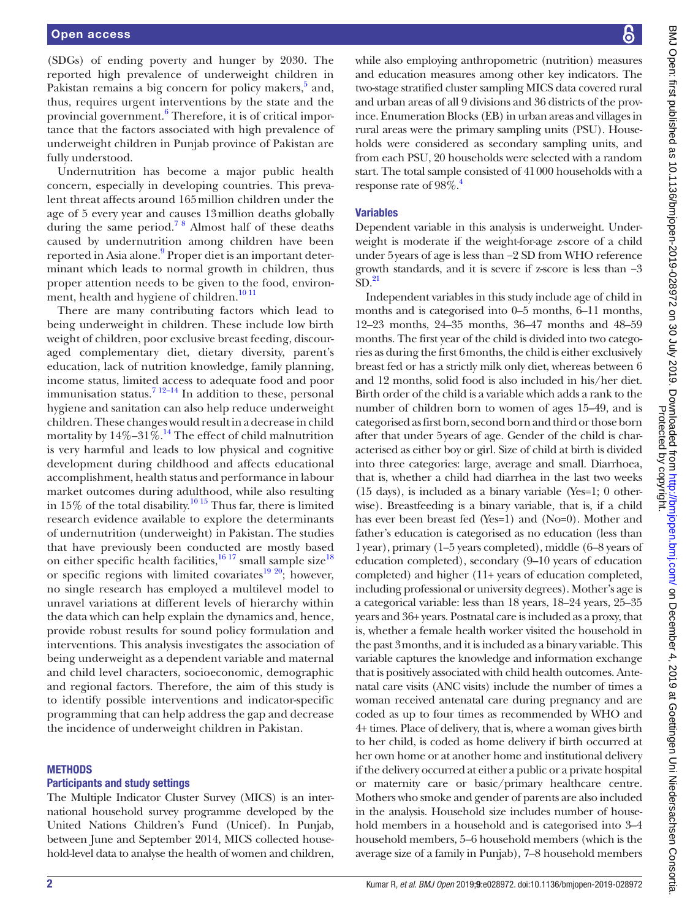(SDGs) of ending poverty and hunger by 2030. The reported high prevalence of underweight children in Pakistan remains a big concern for policy makers,[5] and, thus, requires urgent interventions by the state and the provincial government.[6] Therefore, it is of critical importance that the factors associated with high prevalence of underweight children in Punjab province of Pakistan are fully understood.

Undernutrition has become a major public health concern, especially in developing countries. This prevalent threat affects around 165 million children under the age of 5 every year and causes 13 million deaths globally during the same period.[7 8] Almost half of these deaths caused by undernutrition among children have been reported in Asia alone.[9] Proper diet is an important determinant which leads to normal growth in children, thus proper attention needs to be given to the food, environment, health and hygiene of children.[10 11]

There are many contributing factors which lead to being underweight in children. These include low birth weight of children, poor exclusive breast feeding, discouraged complementary diet, dietary diversity, parent's education, lack of nutrition knowledge, family planning, income status, limited access to adequate food and poor immunisation status.[7 12–14] In addition to these, personal hygiene and sanitation can also help reduce underweight children. These changes would result in a decrease in child mortality by 14%–31%.[14] The effect of child malnutrition is very harmful and leads to low physical and cognitive development during childhood and affects educational accomplishment, health status and performance in labour market outcomes during adulthood, while also resulting in 15% of the total disability.[10 15] Thus far, there is limited research evidence available to explore the determinants of undernutrition (underweight) in Pakistan. The studies that have previously been conducted are mostly based on either specific health facilities,[16 17] small sample size[18] or specific regions with limited covariates[19 20]; however, no single research has employed a multilevel model to unravel variations at different levels of hierarchy within the data which can help explain the dynamics and, hence, provide robust results for sound policy formulation and interventions. This analysis investigates the association of being underweight as a dependent variable and maternal and child level characters, socioeconomic, demographic and regional factors. Therefore, the aim of this study is to identify possible interventions and indicator-specific programming that can help address the gap and decrease the incidence of underweight children in Pakistan.

## METHODS

### Participants and study settings

The Multiple Indicator Cluster Survey (MICS) is an international household survey programme developed by the United Nations Children's Fund (Unicef). In Punjab, between June and September 2014, MICS collected household-level data to analyse the health of women and children, while also employing anthropometric (nutrition) measures and education measures among other key indicators. The two-stage stratified cluster sampling MICS data covered rural and urban areas of all 9 divisions and 36 districts of the province. Enumeration Blocks (EB) in urban areas and villages in rural areas were the primary sampling units (PSU). Households were considered as secondary sampling units, and from each PSU, 20 households were selected with a random start. The total sample consisted of 41 000 households with a response rate of 98%.[4]

### Variables

Dependent variable in this analysis is underweight. Underweight is moderate if the weight-for-age z-score of a child under 5 years of age is less than −2 SD from WHO reference growth standards, and it is severe if z-score is less than −3 SD.[21]

Independent variables in this study include age of child in months and is categorised into 0–5 months, 6–11 months, 12–23 months, 24–35 months, 36–47 months and 48–59 months. The first year of the child is divided into two categories as during the first 6 months, the child is either exclusively breast fed or has a strictly milk only diet, whereas between 6 and 12 months, solid food is also included in his/her diet. Birth order of the child is a variable which adds a rank to the number of children born to women of ages 15–49, and is categorised as first born, second born and third or those born after that under 5 years of age. Gender of the child is characterised as either boy or girl. Size of child at birth is divided into three categories: large, average and small. Diarrhoea, that is, whether a child had diarrhea in the last two weeks (15 days), is included as a binary variable (Yes=1; 0 otherwise). Breastfeeding is a binary variable, that is, if a child has ever been breast fed (Yes=1) and (No=0). Mother and father's education is categorised as no education (less than 1 year), primary (1–5 years completed), middle (6–8 years of education completed), secondary (9–10 years of education completed) and higher (11+ years of education completed, including professional or university degrees). Mother's age is a categorical variable: less than 18 years, 18–24 years, 25–35 years and 36+ years. Postnatal care is included as a proxy, that is, whether a female health worker visited the household in the past 3 months, and it is included as a binary variable. This variable captures the knowledge and information exchange that is positively associated with child health outcomes. Antenatal care visits (ANC visits) include the number of times a woman received antenatal care during pregnancy and are coded as up to four times as recommended by WHO and 4+ times. Place of delivery, that is, where a woman gives birth to her child, is coded as home delivery if birth occurred at her own home or at another home and institutional delivery if the delivery occurred at either a public or a private hospital or maternity care or basic/primary healthcare centre. Mothers who smoke and gender of parents are also included in the analysis. Household size includes number of household members in a household and is categorised into 3–4 household members, 5–6 household members (which is the average size of a family in Punjab), 7–8 household members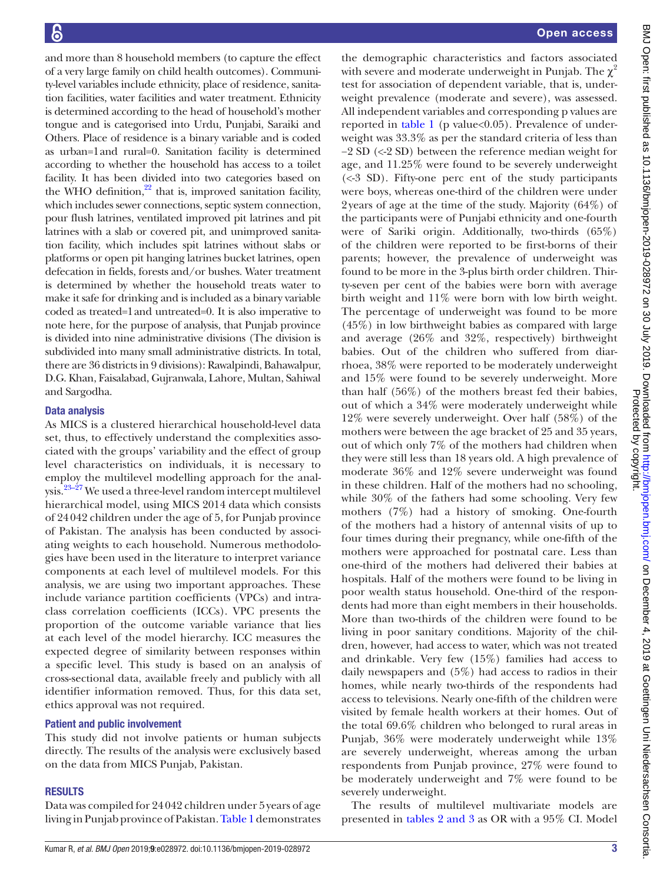and more than 8 household members (to capture the effect of a very large family on child health outcomes). Community-level variables include ethnicity, place of residence, sanitation facilities, water facilities and water treatment. Ethnicity is determined according to the head of household's mother tongue and is categorised into Urdu, Punjabi, Saraiki and Others. Place of residence is a binary variable and is coded as urban=1 and rural=0. Sanitation facility is determined according to whether the household has access to a toilet facility. It has been divided into two categories based on the WHO definition,[22] that is, improved sanitation facility, which includes sewer connections, septic system connection, pour flush latrines, ventilated improved pit latrines and pit latrines with a slab or covered pit, and unimproved sanitation facility, which includes spit latrines without slabs or platforms or open pit hanging latrines bucket latrines, open defecation in fields, forests and/or bushes. Water treatment is determined by whether the household treats water to make it safe for drinking and is included as a binary variable coded as treated=1 and untreated=0. It is also imperative to note here, for the purpose of analysis, that Punjab province is divided into nine administrative divisions (The division is subdivided into many small administrative districts. In total, there are 36 districts in 9 divisions): Rawalpindi, Bahawalpur, D.G. Khan, Faisalabad, Gujranwala, Lahore, Multan, Sahiwal and Sargodha.

## Data analysis

As MICS is a clustered hierarchical household-level data set, thus, to effectively understand the complexities associated with the groups' variability and the effect of group level characteristics on individuals, it is necessary to employ the multilevel modelling approach for the analysis.[23–27] We used a three-level random intercept multilevel hierarchical model, using MICS 2014 data which consists of 24 042 children under the age of 5, for Punjab province of Pakistan. The analysis has been conducted by associating weights to each household. Numerous methodologies have been used in the literature to interpret variance components at each level of multilevel models. For this analysis, we are using two important approaches. These include variance partition coefficients (VPCs) and intraclass correlation coefficients (ICCs). VPC presents the proportion of the outcome variable variance that lies at each level of the model hierarchy. ICC measures the expected degree of similarity between responses within a specific level. This study is based on an analysis of cross-sectional data, available freely and publicly with all identifier information removed. Thus, for this data set, ethics approval was not required.

## Patient and public involvement

This study did not involve patients or human subjects directly. The results of the analysis were exclusively based on the data from MICS Punjab, Pakistan.

# RESULTS

Data was compiled for 24 042 children under 5 years of age living in Punjab province of Pakistan. Table 1 demonstrates the demographic characteristics and factors associated with severe and moderate underweight in Punjab. The $\chi^2$ test for association of dependent variable, that is, underweight prevalence (moderate and severe), was assessed. All independent variables and corresponding p values are reported in table 1 (p value<0.05). Prevalence of underweight was 33.3% as per the standard criteria of less than −2 SD (<-2 SD) between the reference median weight for age, and 11.25% were found to be severely underweight (<-3 SD). Fifty-one perc ent of the study participants were boys, whereas one-third of the children were under 2 years of age at the time of the study. Majority (64%) of the participants were of Punjabi ethnicity and one-fourth were of Sariki origin. Additionally, two-thirds (65%) of the children were reported to be first-borns of their parents; however, the prevalence of underweight was found to be more in the 3-plus birth order children. Thirty-seven per cent of the babies were born with average birth weight and 11% were born with low birth weight. The percentage of underweight was found to be more (45%) in low birthweight babies as compared with large and average (26% and 32%, respectively) birthweight babies. Out of the children who suffered from diarrhoea, 38% were reported to be moderately underweight and 15% were found to be severely underweight. More than half (56%) of the mothers breast fed their babies, out of which a 34% were moderately underweight while 12% were severely underweight. Over half (58%) of the mothers were between the age bracket of 25 and 35 years, out of which only 7% of the mothers had children when they were still less than 18 years old. A high prevalence of moderate 36% and 12% severe underweight was found in these children. Half of the mothers had no schooling, while 30% of the fathers had some schooling. Very few mothers (7%) had a history of smoking. One-fourth of the mothers had a history of antennal visits of up to four times during their pregnancy, while one-fifth of the mothers were approached for postnatal care. Less than one-third of the mothers had delivered their babies at hospitals. Half of the mothers were found to be living in poor wealth status household. One-third of the respondents had more than eight members in their households. More than two-thirds of the children were found to be living in poor sanitary conditions. Majority of the children, however, had access to water, which was not treated and drinkable. Very few (15%) families had access to daily newspapers and (5%) had access to radios in their homes, while nearly two-thirds of the respondents had access to televisions. Nearly one-fifth of the children were visited by female health workers at their homes. Out of the total 69.6% children who belonged to rural areas in Punjab, 36% were moderately underweight while 13% are severely underweight, whereas among the urban respondents from Punjab province, 27% were found to be moderately underweight and 7% were found to be severely underweight.

The results of multilevel multivariate models are presented in tables 2 and 3 as OR with a 95% CI. Model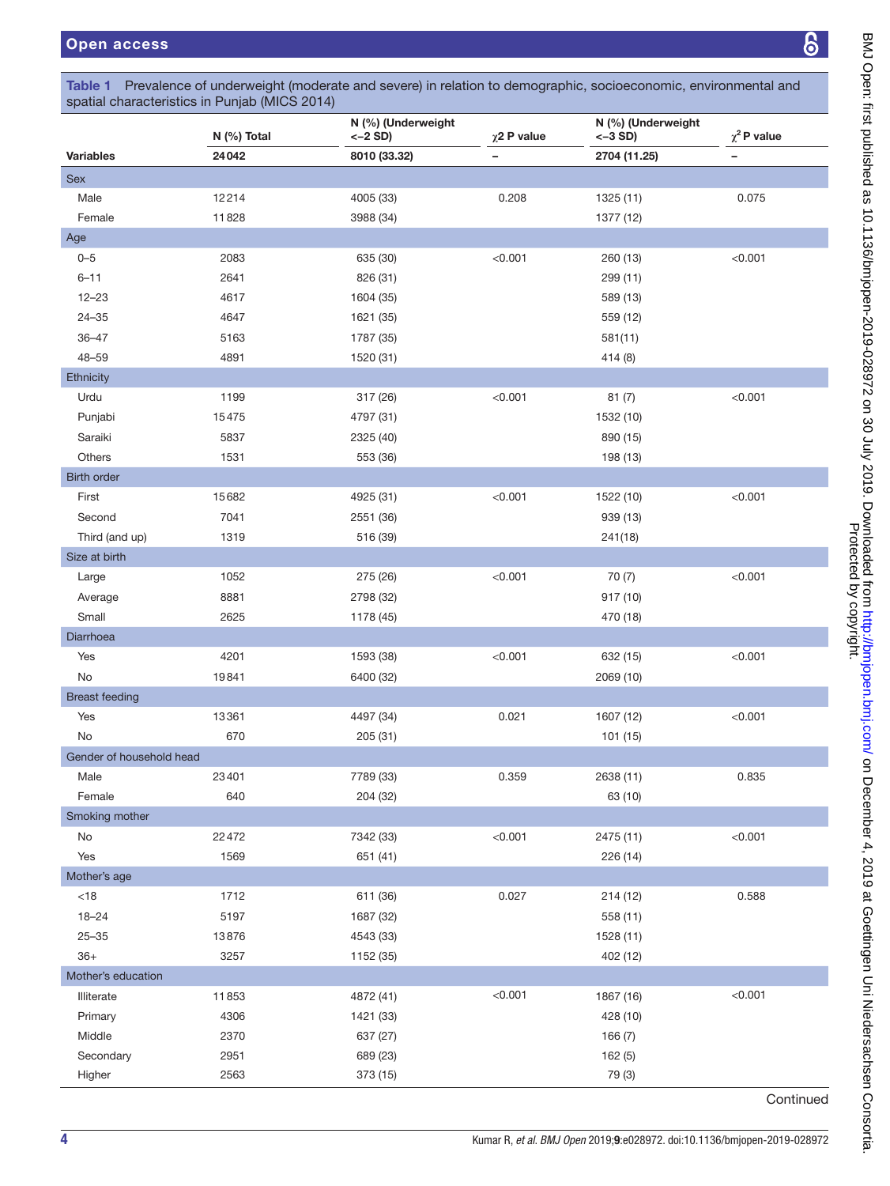**Table 1** Prevalence of underweight (moderate and severe) in relation to demographic, socioeconomic, environmental and spatial characteristics in Punjab (MICS 2014)

| Variables | N (%) Total | N (%) (Underweight <–2 SD) | χ2 P value | N (%) (Underweight <–3 SD) | $\chi^2$ P value |
|---|---|---|---|---|---|
| | 24042 | 8010 (33.32) | – | 2704 (11.25) | – |
| **Sex** | | | | | |
| Male | 12214 | 4005 (33) | 0.208 | 1325 (11) | 0.075 |
| Female | 11828 | 3988 (34) | | 1377 (12) | |
| **Age** | | | | | |
| 0–5 | 2083 | 635 (30) | <0.001 | 260 (13) | <0.001 |
| 6–11 | 2641 | 826 (31) | | 299 (11) | |
| 12–23 | 4617 | 1604 (35) | | 589 (13) | |
| 24–35 | 4647 | 1621 (35) | | 559 (12) | |
| 36–47 | 5163 | 1787 (35) | | 581(11) | |
| 48–59 | 4891 | 1520 (31) | | 414 (8) | |
| **Ethnicity** | | | | | |
| Urdu | 1199 | 317 (26) | <0.001 | 81 (7) | <0.001 |
| Punjabi | 15475 | 4797 (31) | | 1532 (10) | |
| Saraiki | 5837 | 2325 (40) | | 890 (15) | |
| Others | 1531 | 553 (36) | | 198 (13) | |
| **Birth order** | | | | | |
| First | 15682 | 4925 (31) | <0.001 | 1522 (10) | <0.001 |
| Second | 7041 | 2551 (36) | | 939 (13) | |
| Third (and up) | 1319 | 516 (39) | | 241(18) | |
| **Size at birth** | | | | | |
| Large | 1052 | 275 (26) | <0.001 | 70 (7) | <0.001 |
| Average | 8881 | 2798 (32) | | 917 (10) | |
| Small | 2625 | 1178 (45) | | 470 (18) | |
| **Diarrhoea** | | | | | |
| Yes | 4201 | 1593 (38) | <0.001 | 632 (15) | <0.001 |
| No | 19841 | 6400 (32) | | 2069 (10) | |
| **Breast feeding** | | | | | |
| Yes | 13361 | 4497 (34) | 0.021 | 1607 (12) | <0.001 |
| No | 670 | 205 (31) | | 101 (15) | |
| **Gender of household head** | | | | | |
| Male | 23401 | 7789 (33) | 0.359 | 2638 (11) | 0.835 |
| Female | 640 | 204 (32) | | 63 (10) | |
| **Smoking mother** | | | | | |
| No | 22472 | 7342 (33) | <0.001 | 2475 (11) | <0.001 |
| Yes | 1569 | 651 (41) | | 226 (14) | |
| **Mother's age** | | | | | |
| <18 | 1712 | 611 (36) | 0.027 | 214 (12) | 0.588 |
| 18–24 | 5197 | 1687 (32) | | 558 (11) | |
| 25–35 | 13876 | 4543 (33) | | 1528 (11) | |
| 36+ | 3257 | 1152 (35) | | 402 (12) | |
| **Mother's education** | | | | | |
| Illiterate | 11853 | 4872 (41) | <0.001 | 1867 (16) | <0.001 |
| Primary | 4306 | 1421 (33) | | 428 (10) | |
| Middle | 2370 | 637 (27) | | 166 (7) | |
| Secondary | 2951 | 689 (23) | | 162 (5) | |
| Higher | 2563 | 373 (15) | | 79 (3) | |

Continued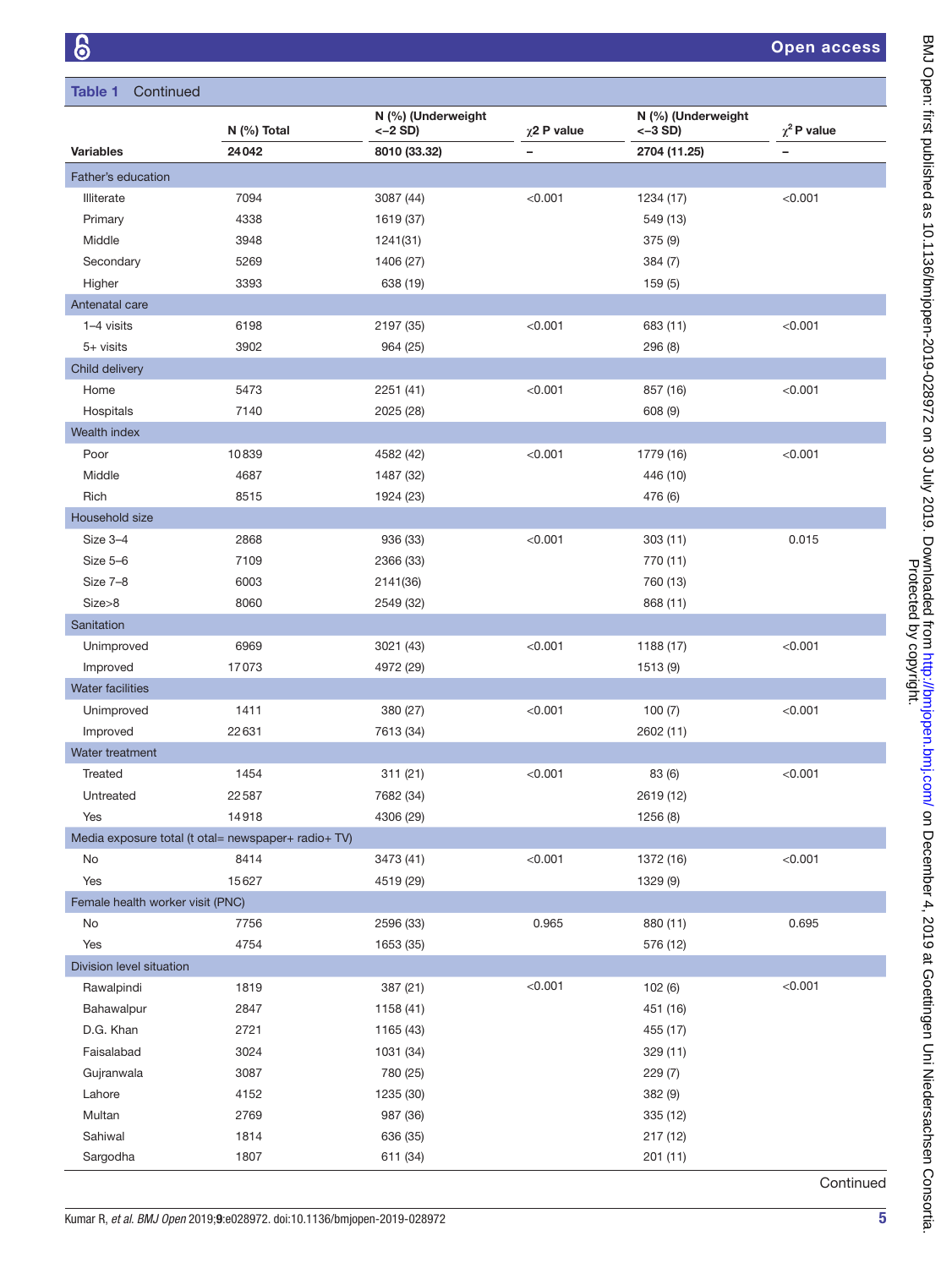**Table 1** Continued

| Variables | N (%) Total | N (%) (Underweight <−2 SD) | χ2 P value | N (%) (Underweight <−3 SD) | $\chi^2$ P value |
|---|---|---|---|---|---|
| | 24042 | 8010 (33.32) | – | 2704 (11.25) | – |
| **Father's education** | | | | | |
| Illiterate | 7094 | 3087 (44) | <0.001 | 1234 (17) | <0.001 |
| Primary | 4338 | 1619 (37) | | 549 (13) | |
| Middle | 3948 | 1241(31) | | 375 (9) | |
| Secondary | 5269 | 1406 (27) | | 384 (7) | |
| Higher | 3393 | 638 (19) | | 159 (5) | |
| **Antenatal care** | | | | | |
| 1–4 visits | 6198 | 2197 (35) | <0.001 | 683 (11) | <0.001 |
| 5+ visits | 3902 | 964 (25) | | 296 (8) | |
| **Child delivery** | | | | | |
| Home | 5473 | 2251 (41) | <0.001 | 857 (16) | <0.001 |
| Hospitals | 7140 | 2025 (28) | | 608 (9) | |
| **Wealth index** | | | | | |
| Poor | 10839 | 4582 (42) | <0.001 | 1779 (16) | <0.001 |
| Middle | 4687 | 1487 (32) | | 446 (10) | |
| Rich | 8515 | 1924 (23) | | 476 (6) | |
| **Household size** | | | | | |
| Size 3–4 | 2868 | 936 (33) | <0.001 | 303 (11) | 0.015 |
| Size 5–6 | 7109 | 2366 (33) | | 770 (11) | |
| Size 7–8 | 6003 | 2141(36) | | 760 (13) | |
| Size>8 | 8060 | 2549 (32) | | 868 (11) | |
| **Sanitation** | | | | | |
| Unimproved | 6969 | 3021 (43) | <0.001 | 1188 (17) | <0.001 |
| Improved | 17073 | 4972 (29) | | 1513 (9) | |
| **Water facilities** | | | | | |
| Unimproved | 1411 | 380 (27) | <0.001 | 100 (7) | <0.001 |
| Improved | 22631 | 7613 (34) | | 2602 (11) | |
| **Water treatment** | | | | | |
| Treated | 1454 | 311 (21) | <0.001 | 83 (6) | <0.001 |
| Untreated | 22587 | 7682 (34) | | 2619 (12) | |
| Yes | 14918 | 4306 (29) | | 1256 (8) | |
| **Media exposure total (t otal= newspaper+ radio+ TV)** | | | | | |
| No | 8414 | 3473 (41) | <0.001 | 1372 (16) | <0.001 |
| Yes | 15627 | 4519 (29) | | 1329 (9) | |
| **Female health worker visit (PNC)** | | | | | |
| No | 7756 | 2596 (33) | 0.965 | 880 (11) | 0.695 |
| Yes | 4754 | 1653 (35) | | 576 (12) | |
| **Division level situation** | | | | | |
| Rawalpindi | 1819 | 387 (21) | <0.001 | 102 (6) | <0.001 |
| Bahawalpur | 2847 | 1158 (41) | | 451 (16) | |
| D.G. Khan | 2721 | 1165 (43) | | 455 (17) | |
| Faisalabad | 3024 | 1031 (34) | | 329 (11) | |
| Gujranwala | 3087 | 780 (25) | | 229 (7) | |
| Lahore | 4152 | 1235 (30) | | 382 (9) | |
| Multan | 2769 | 987 (36) | | 335 (12) | |
| Sahiwal | 1814 | 636 (35) | | 217 (12) | |
| Sargodha | 1807 | 611 (34) | | 201 (11) | |

Continued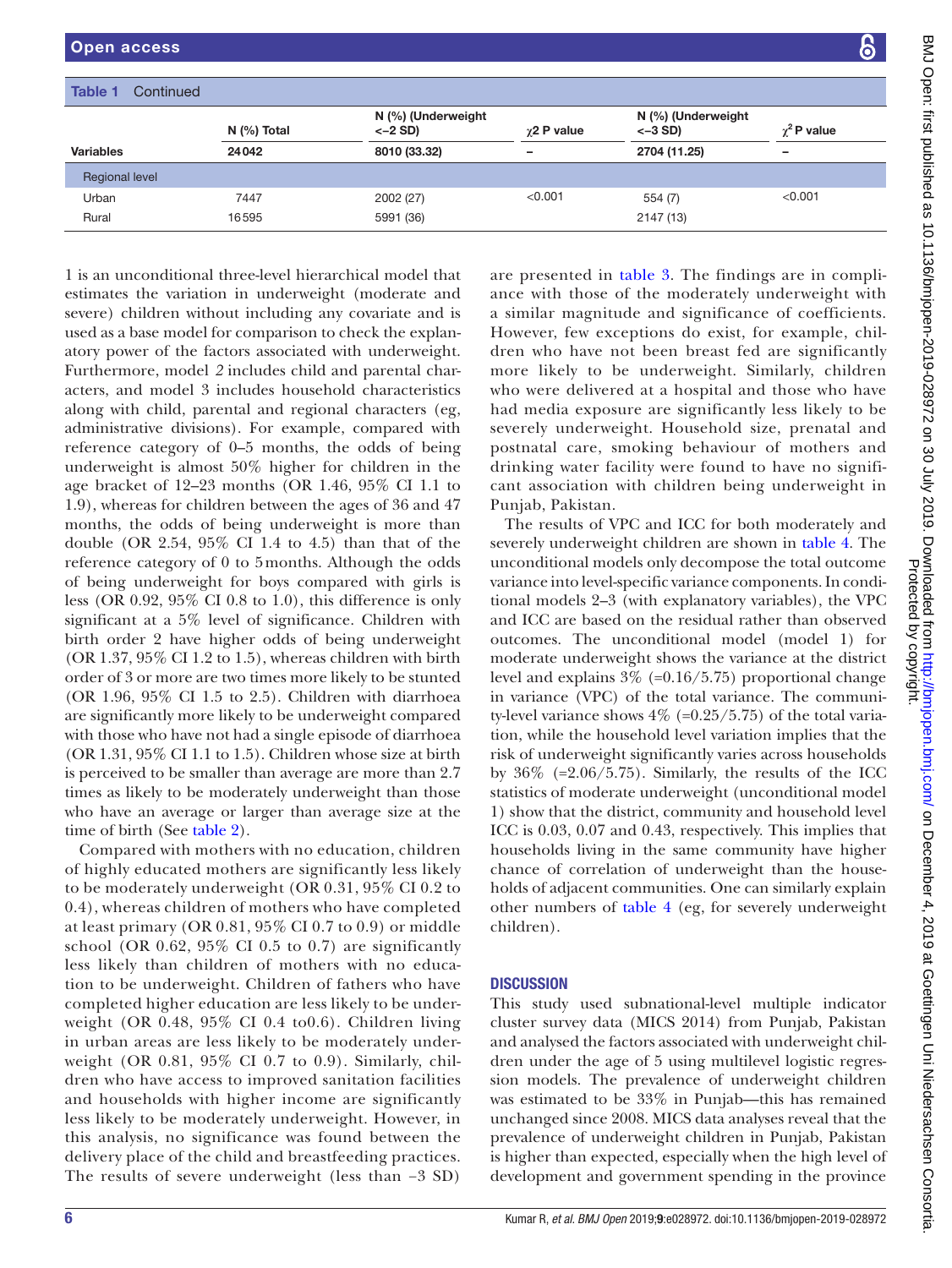**Table 1** Continued

| Variables | N (%) Total | N (%) (Underweight <−2 SD) | χ2 P value | N (%) (Underweight <−3 SD) | $\chi^2$ P value |
|---|---|---|---|---|---|
| | 24042 | 8010 (33.32) | – | 2704 (11.25) | – |
| Regional level | | | | | |
| Urban | 7447 | 2002 (27) | <0.001 | 554 (7) | <0.001 |
| Rural | 16595 | 5991 (36) | | 2147 (13) | |

1 is an unconditional three-level hierarchical model that estimates the variation in underweight (moderate and severe) children without including any covariate and is used as a base model for comparison to check the explanatory power of the factors associated with underweight. Furthermore, model *2* includes child and parental characters, and model 3 includes household characteristics along with child, parental and regional characters (eg, administrative divisions). For example, compared with reference category of 0–5 months, the odds of being underweight is almost 50% higher for children in the age bracket of 12–23 months (OR 1.46, 95% CI 1.1 to 1.9), whereas for children between the ages of 36 and 47 months, the odds of being underweight is more than double (OR 2.54, 95% CI 1.4 to 4.5) than that of the reference category of 0 to 5 months. Although the odds of being underweight for boys compared with girls is less (OR 0.92, 95% CI 0.8 to 1.0), this difference is only significant at a 5% level of significance. Children with birth order 2 have higher odds of being underweight (OR 1.37, 95% CI 1.2 to 1.5), whereas children with birth order of 3 or more are two times more likely to be stunted (OR 1.96, 95% CI 1.5 to 2.5). Children with diarrhoea are significantly more likely to be underweight compared with those who have not had a single episode of diarrhoea (OR 1.31, 95% CI 1.1 to 1.5). Children whose size at birth is perceived to be smaller than average are more than 2.7 times as likely to be moderately underweight than those who have an average or larger than average size at the time of birth (See table 2).

Compared with mothers with no education, children of highly educated mothers are significantly less likely to be moderately underweight (OR 0.31, 95% CI 0.2 to 0.4), whereas children of mothers who have completed at least primary (OR 0.81, 95% CI 0.7 to 0.9) or middle school (OR 0.62, 95% CI 0.5 to 0.7) are significantly less likely than children of mothers with no education to be underweight. Children of fathers who have completed higher education are less likely to be underweight (OR 0.48, 95% CI 0.4 to0.6). Children living in urban areas are less likely to be moderately underweight (OR 0.81, 95% CI 0.7 to 0.9). Similarly, children who have access to improved sanitation facilities and households with higher income are significantly less likely to be moderately underweight. However, in this analysis, no significance was found between the delivery place of the child and breastfeeding practices. The results of severe underweight (less than −3 SD) are presented in table 3. The findings are in compliance with those of the moderately underweight with a similar magnitude and significance of coefficients. However, few exceptions do exist, for example, children who have not been breast fed are significantly more likely to be underweight. Similarly, children who were delivered at a hospital and those who have had media exposure are significantly less likely to be severely underweight. Household size, prenatal and postnatal care, smoking behaviour of mothers and drinking water facility were found to have no significant association with children being underweight in Punjab, Pakistan.

The results of VPC and ICC for both moderately and severely underweight children are shown in table 4. The unconditional models only decompose the total outcome variance into level-specific variance components. In conditional models 2–3 (with explanatory variables), the VPC and ICC are based on the residual rather than observed outcomes. The unconditional model (model 1) for moderate underweight shows the variance at the district level and explains 3% (=0.16/5.75) proportional change in variance (VPC) of the total variance. The community-level variance shows 4% (=0.25/5.75) of the total variation, while the household level variation implies that the risk of underweight significantly varies across households by 36% (=2.06/5.75). Similarly, the results of the ICC statistics of moderate underweight (unconditional model 1) show that the district, community and household level ICC is 0.03, 0.07 and 0.43, respectively. This implies that households living in the same community have higher chance of correlation of underweight than the households of adjacent communities. One can similarly explain other numbers of table 4 (eg, for severely underweight children).

## DISCUSSION

This study used subnational-level multiple indicator cluster survey data (MICS 2014) from Punjab, Pakistan and analysed the factors associated with underweight children under the age of 5 using multilevel logistic regression models. The prevalence of underweight children was estimated to be 33% in Punjab—this has remained unchanged since 2008. MICS data analyses reveal that the prevalence of underweight children in Punjab, Pakistan is higher than expected, especially when the high level of development and government spending in the province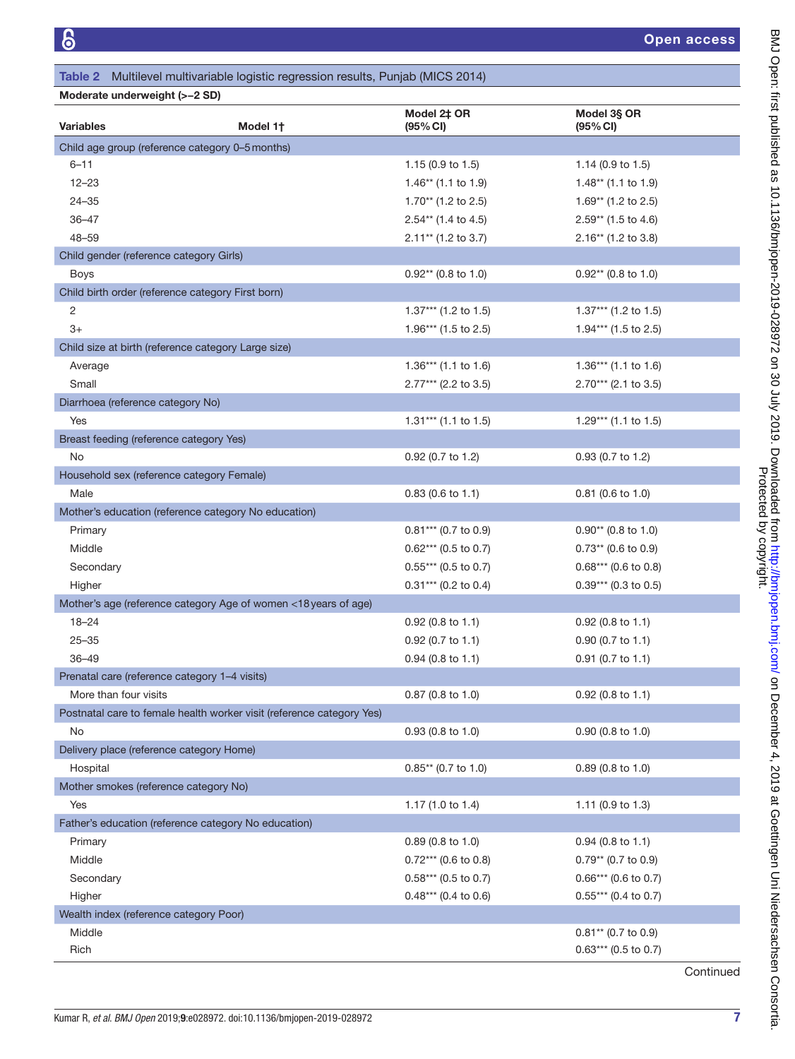**Table 2** Multilevel multivariable logistic regression results, Punjab (MICS 2014)

| Moderate underweight (>−2 SD) | | | |
|---|---|---|---|
| **Variables** | **Model 1†** | **Model 2‡ OR (95% CI)** | **Model 3§ OR (95% CI)** |
| Child age group (reference category 0–5 months) | | | |
| 6–11 | | 1.15 (0.9 to 1.5) | 1.14 (0.9 to 1.5) |
| 12–23 | | 1.46** (1.1 to 1.9) | 1.48** (1.1 to 1.9) |
| 24–35 | | 1.70** (1.2 to 2.5) | 1.69** (1.2 to 2.5) |
| 36–47 | | 2.54** (1.4 to 4.5) | 2.59** (1.5 to 4.6) |
| 48–59 | | 2.11** (1.2 to 3.7) | 2.16** (1.2 to 3.8) |
| Child gender (reference category Girls) | | | |
| Boys | | 0.92** (0.8 to 1.0) | 0.92** (0.8 to 1.0) |
| Child birth order (reference category First born) | | | |
| 2 | | 1.37*** (1.2 to 1.5) | 1.37*** (1.2 to 1.5) |
| 3+ | | 1.96*** (1.5 to 2.5) | 1.94*** (1.5 to 2.5) |
| Child size at birth (reference category Large size) | | | |
| Average | | 1.36*** (1.1 to 1.6) | 1.36*** (1.1 to 1.6) |
| Small | | 2.77*** (2.2 to 3.5) | 2.70*** (2.1 to 3.5) |
| Diarrhoea (reference category No) | | | |
| Yes | | 1.31*** (1.1 to 1.5) | 1.29*** (1.1 to 1.5) |
| Breast feeding (reference category Yes) | | | |
| No | | 0.92 (0.7 to 1.2) | 0.93 (0.7 to 1.2) |
| Household sex (reference category Female) | | | |
| Male | | 0.83 (0.6 to 1.1) | 0.81 (0.6 to 1.0) |
| Mother's education (reference category No education) | | | |
| Primary | | 0.81*** (0.7 to 0.9) | 0.90** (0.8 to 1.0) |
| Middle | | 0.62*** (0.5 to 0.7) | 0.73** (0.6 to 0.9) |
| Secondary | | 0.55*** (0.5 to 0.7) | 0.68*** (0.6 to 0.8) |
| Higher | | 0.31*** (0.2 to 0.4) | 0.39*** (0.3 to 0.5) |
| Mother's age (reference category Age of women <18 years of age) | | | |
| 18–24 | | 0.92 (0.8 to 1.1) | 0.92 (0.8 to 1.1) |
| 25–35 | | 0.92 (0.7 to 1.1) | 0.90 (0.7 to 1.1) |
| 36–49 | | 0.94 (0.8 to 1.1) | 0.91 (0.7 to 1.1) |
| Prenatal care (reference category 1–4 visits) | | | |
| More than four visits | | 0.87 (0.8 to 1.0) | 0.92 (0.8 to 1.1) |
| Postnatal care to female health worker visit (reference category Yes) | | | |
| No | | 0.93 (0.8 to 1.0) | 0.90 (0.8 to 1.0) |
| Delivery place (reference category Home) | | | |
| Hospital | | 0.85** (0.7 to 1.0) | 0.89 (0.8 to 1.0) |
| Mother smokes (reference category No) | | | |
| Yes | | 1.17 (1.0 to 1.4) | 1.11 (0.9 to 1.3) |
| Father's education (reference category No education) | | | |
| Primary | | 0.89 (0.8 to 1.0) | 0.94 (0.8 to 1.1) |
| Middle | | 0.72*** (0.6 to 0.8) | 0.79** (0.7 to 0.9) |
| Secondary | | 0.58*** (0.5 to 0.7) | 0.66*** (0.6 to 0.7) |
| Higher | | 0.48*** (0.4 to 0.6) | 0.55*** (0.4 to 0.7) |
| Wealth index (reference category Poor) | | | |
| Middle | | | 0.81** (0.7 to 0.9) |
| Rich | | | 0.63*** (0.5 to 0.7) |

Continued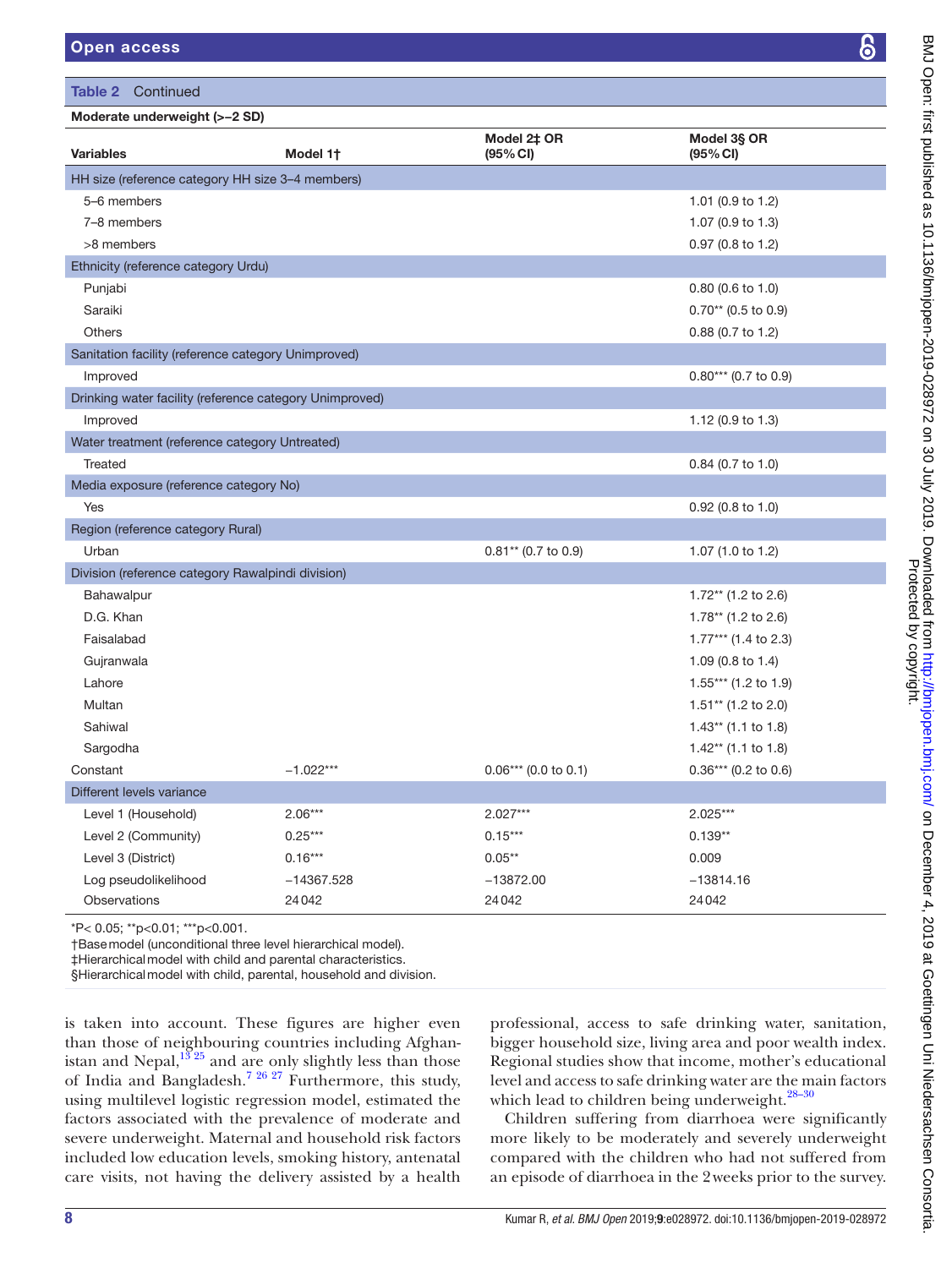**Table 2** Continued

| Moderate underweight (>−2 SD) | | | |
|---|---|---|---|
| **Variables** | **Model 1†** | **Model 2‡ OR (95% CI)** | **Model 3§ OR (95% CI)** |
| HH size (reference category HH size 3–4 members) | | | |
| 5–6 members | | | 1.01 (0.9 to 1.2) |
| 7–8 members | | | 1.07 (0.9 to 1.3) |
| >8 members | | | 0.97 (0.8 to 1.2) |
| Ethnicity (reference category Urdu) | | | |
| Punjabi | | | 0.80 (0.6 to 1.0) |
| Saraiki | | | 0.70** (0.5 to 0.9) |
| Others | | | 0.88 (0.7 to 1.2) |
| Sanitation facility (reference category Unimproved) | | | |
| Improved | | | 0.80*** (0.7 to 0.9) |
| Drinking water facility (reference category Unimproved) | | | |
| Improved | | | 1.12 (0.9 to 1.3) |
| Water treatment (reference category Untreated) | | | |
| Treated | | | 0.84 (0.7 to 1.0) |
| Media exposure (reference category No) | | | |
| Yes | | | 0.92 (0.8 to 1.0) |
| Region (reference category Rural) | | | |
| Urban | | 0.81** (0.7 to 0.9) | 1.07 (1.0 to 1.2) |
| Division (reference category Rawalpindi division) | | | |
| Bahawalpur | | | 1.72** (1.2 to 2.6) |
| D.G. Khan | | | 1.78** (1.2 to 2.6) |
| Faisalabad | | | 1.77*** (1.4 to 2.3) |
| Gujranwala | | | 1.09 (0.8 to 1.4) |
| Lahore | | | 1.55*** (1.2 to 1.9) |
| Multan | | | 1.51** (1.2 to 2.0) |
| Sahiwal | | | 1.43** (1.1 to 1.8) |
| Sargodha | | | 1.42** (1.1 to 1.8) |
| Constant | −1.022*** | 0.06*** (0.0 to 0.1) | 0.36*** (0.2 to 0.6) |
| Different levels variance | | | |
| Level 1 (Household) | 2.06*** | 2.027*** | 2.025*** |
| Level 2 (Community) | 0.25*** | 0.15*** | 0.139** |
| Level 3 (District) | 0.16*** | 0.05** | 0.009 |
| Log pseudolikelihood | −14367.528 | −13872.00 | −13814.16 |
| Observations | 24042 | 24042 | 24042 |

*P< 0.05; **p<0.01; ***p<0.001.
†Base model (unconditional three level hierarchical model).
‡Hierarchical model with child and parental characteristics.
§Hierarchical model with child, parental, household and division.

is taken into account. These figures are higher even than those of neighbouring countries including Afghanistan and Nepal,[13 25] and are only slightly less than those of India and Bangladesh.[7 26 27] Furthermore, this study, using multilevel logistic regression model, estimated the factors associated with the prevalence of moderate and severe underweight. Maternal and household risk factors included low education levels, smoking history, antenatal care visits, not having the delivery assisted by a health professional, access to safe drinking water, sanitation, bigger household size, living area and poor wealth index. Regional studies show that income, mother's educational level and access to safe drinking water are the main factors which lead to children being underweight.[28–30]

Children suffering from diarrhoea were significantly more likely to be moderately and severely underweight compared with the children who had not suffered from an episode of diarrhoea in the 2 weeks prior to the survey.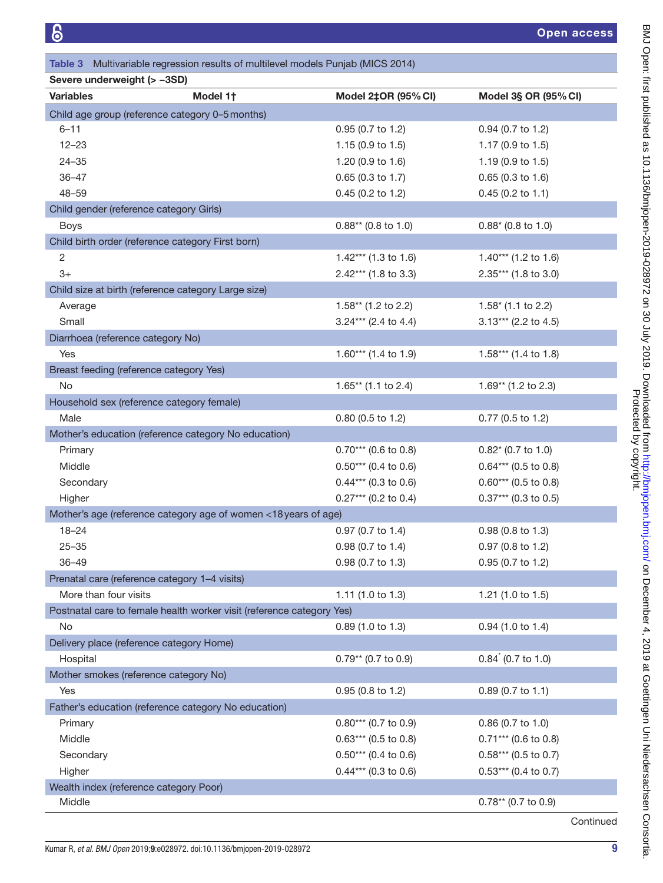**Table 3** Multivariable regression results of multilevel models Punjab (MICS 2014)

| Severe underweight (> −3SD) | | | |
|---|---|---|---|
| **Variables** | **Model 1†** | **Model 2‡OR (95% CI)** | **Model 3§ OR (95% CI)** |
| Child age group (reference category 0–5 months) | | | |
| 6–11 | | 0.95 (0.7 to 1.2) | 0.94 (0.7 to 1.2) |
| 12–23 | | 1.15 (0.9 to 1.5) | 1.17 (0.9 to 1.5) |
| 24–35 | | 1.20 (0.9 to 1.6) | 1.19 (0.9 to 1.5) |
| 36–47 | | 0.65 (0.3 to 1.7) | 0.65 (0.3 to 1.6) |
| 48–59 | | 0.45 (0.2 to 1.2) | 0.45 (0.2 to 1.1) |
| Child gender (reference category Girls) | | | |
| Boys | | 0.88** (0.8 to 1.0) | 0.88* (0.8 to 1.0) |
| Child birth order (reference category First born) | | | |
| 2 | | 1.42*** (1.3 to 1.6) | 1.40*** (1.2 to 1.6) |
| 3+ | | 2.42*** (1.8 to 3.3) | 2.35*** (1.8 to 3.0) |
| Child size at birth (reference category Large size) | | | |
| Average | | 1.58** (1.2 to 2.2) | 1.58* (1.1 to 2.2) |
| Small | | 3.24*** (2.4 to 4.4) | 3.13*** (2.2 to 4.5) |
| Diarrhoea (reference category No) | | | |
| Yes | | 1.60*** (1.4 to 1.9) | 1.58*** (1.4 to 1.8) |
| Breast feeding (reference category Yes) | | | |
| No | | 1.65** (1.1 to 2.4) | 1.69** (1.2 to 2.3) |
| Household sex (reference category female) | | | |
| Male | | 0.80 (0.5 to 1.2) | 0.77 (0.5 to 1.2) |
| Mother's education (reference category No education) | | | |
| Primary | | 0.70*** (0.6 to 0.8) | 0.82* (0.7 to 1.0) |
| Middle | | 0.50*** (0.4 to 0.6) | 0.64*** (0.5 to 0.8) |
| Secondary | | 0.44*** (0.3 to 0.6) | 0.60*** (0.5 to 0.8) |
| Higher | | 0.27*** (0.2 to 0.4) | 0.37*** (0.3 to 0.5) |
| Mother's age (reference category age of women <18 years of age) | | | |
| 18–24 | | 0.97 (0.7 to 1.4) | 0.98 (0.8 to 1.3) |
| 25–35 | | 0.98 (0.7 to 1.4) | 0.97 (0.8 to 1.2) |
| 36–49 | | 0.98 (0.7 to 1.3) | 0.95 (0.7 to 1.2) |
| Prenatal care (reference category 1–4 visits) | | | |
| More than four visits | | 1.11 (1.0 to 1.3) | 1.21 (1.0 to 1.5) |
| Postnatal care to female health worker visit (reference category Yes) | | | |
| No | | 0.89 (1.0 to 1.3) | 0.94 (1.0 to 1.4) |
| Delivery place (reference category Home) | | | |
| Hospital | | 0.79** (0.7 to 0.9) | 0.84* (0.7 to 1.0) |
| Mother smokes (reference category No) | | | |
| Yes | | 0.95 (0.8 to 1.2) | 0.89 (0.7 to 1.1) |
| Father's education (reference category No education) | | | |
| Primary | | 0.80*** (0.7 to 0.9) | 0.86 (0.7 to 1.0) |
| Middle | | 0.63*** (0.5 to 0.8) | 0.71*** (0.6 to 0.8) |
| Secondary | | 0.50*** (0.4 to 0.6) | 0.58*** (0.5 to 0.7) |
| Higher | | 0.44*** (0.3 to 0.6) | 0.53*** (0.4 to 0.7) |
| Wealth index (reference category Poor) | | | |
| Middle | | | 0.78** (0.7 to 0.9) |

Continued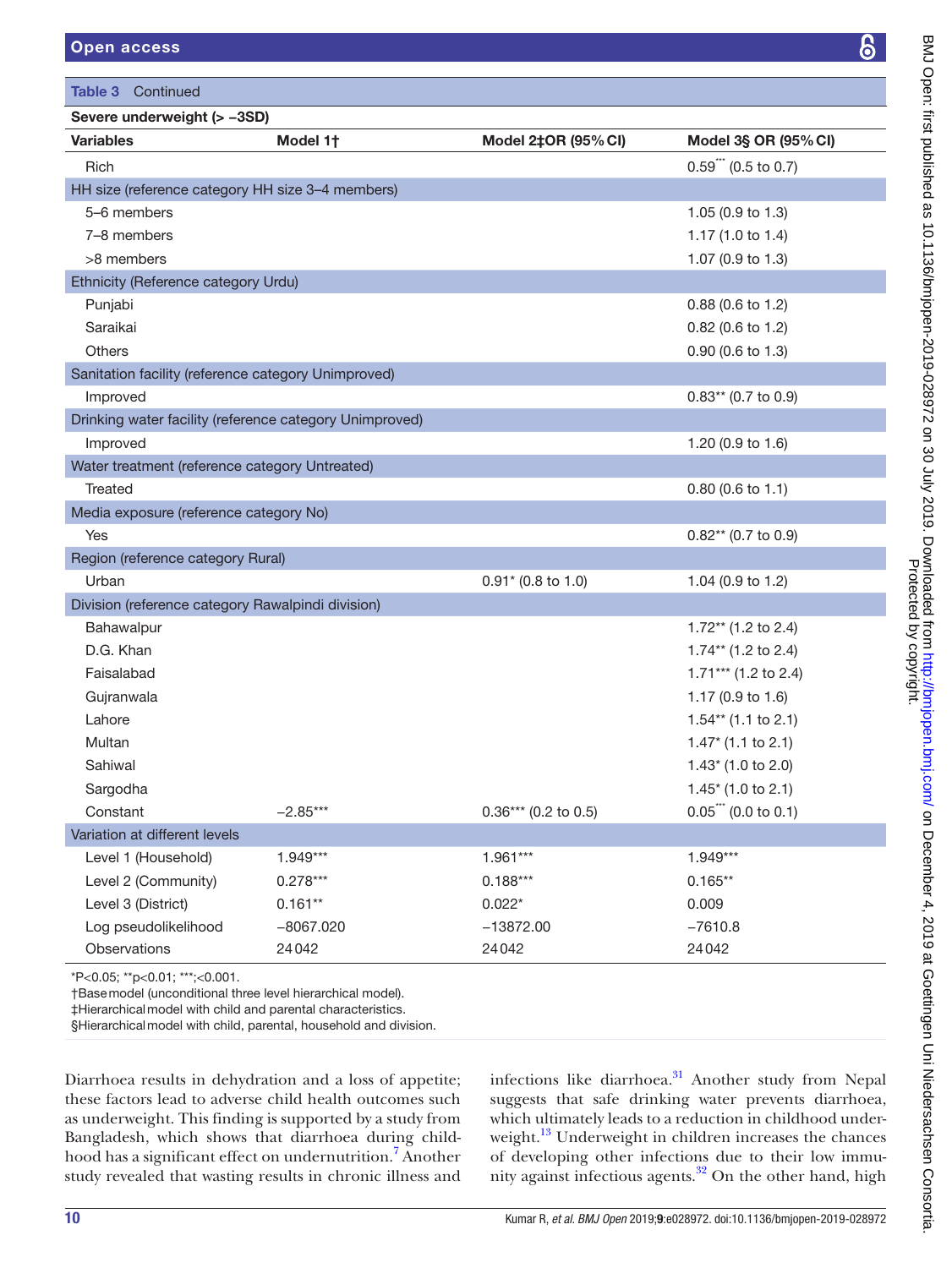**Table 3** Continued

| Severe underweight (> −3SD) | | | |
|---|---|---|---|
| **Variables** | **Model 1†** | **Model 2‡OR (95% CI)** | **Model 3§ OR (95% CI)** |
| Rich | | | 0.59*** (0.5 to 0.7) |
| HH size (reference category HH size 3–4 members) | | | |
| 5–6 members | | | 1.05 (0.9 to 1.3) |
| 7–8 members | | | 1.17 (1.0 to 1.4) |
| >8 members | | | 1.07 (0.9 to 1.3) |
| Ethnicity (Reference category Urdu) | | | |
| Punjabi | | | 0.88 (0.6 to 1.2) |
| Saraikai | | | 0.82 (0.6 to 1.2) |
| Others | | | 0.90 (0.6 to 1.3) |
| Sanitation facility (reference category Unimproved) | | | |
| Improved | | | 0.83** (0.7 to 0.9) |
| Drinking water facility (reference category Unimproved) | | | |
| Improved | | | 1.20 (0.9 to 1.6) |
| Water treatment (reference category Untreated) | | | |
| Treated | | | 0.80 (0.6 to 1.1) |
| Media exposure (reference category No) | | | |
| Yes | | | 0.82** (0.7 to 0.9) |
| Region (reference category Rural) | | | |
| Urban | | 0.91* (0.8 to 1.0) | 1.04 (0.9 to 1.2) |
| Division (reference category Rawalpindi division) | | | |
| Bahawalpur | | | 1.72** (1.2 to 2.4) |
| D.G. Khan | | | 1.74** (1.2 to 2.4) |
| Faisalabad | | | 1.71*** (1.2 to 2.4) |
| Gujranwala | | | 1.17 (0.9 to 1.6) |
| Lahore | | | 1.54** (1.1 to 2.1) |
| Multan | | | 1.47* (1.1 to 2.1) |
| Sahiwal | | | 1.43* (1.0 to 2.0) |
| Sargodha | | | 1.45* (1.0 to 2.1) |
| Constant | −2.85*** | 0.36*** (0.2 to 0.5) | 0.05*** (0.0 to 0.1) |
| Variation at different levels | | | |
| Level 1 (Household) | 1.949*** | 1.961*** | 1.949*** |
| Level 2 (Community) | 0.278*** | 0.188*** | 0.165** |
| Level 3 (District) | 0.161** | 0.022* | 0.009 |
| Log pseudolikelihood | −8067.020 | −13872.00 | −7610.8 |
| Observations | 24042 | 24042 | 24042 |

*P<0.05; **p<0.01; ***;<0.001.
†Base model (unconditional three level hierarchical model).
‡Hierarchical model with child and parental characteristics.
§Hierarchical model with child, parental, household and division.

Diarrhoea results in dehydration and a loss of appetite; these factors lead to adverse child health outcomes such as underweight. This finding is supported by a study from Bangladesh, which shows that diarrhoea during childhood has a significant effect on undernutrition.[7] Another study revealed that wasting results in chronic illness and infections like diarrhoea.[31] Another study from Nepal suggests that safe drinking water prevents diarrhoea, which ultimately leads to a reduction in childhood underweight.[13] Underweight in children increases the chances of developing other infections due to their low immunity against infectious agents.[32] On the other hand, high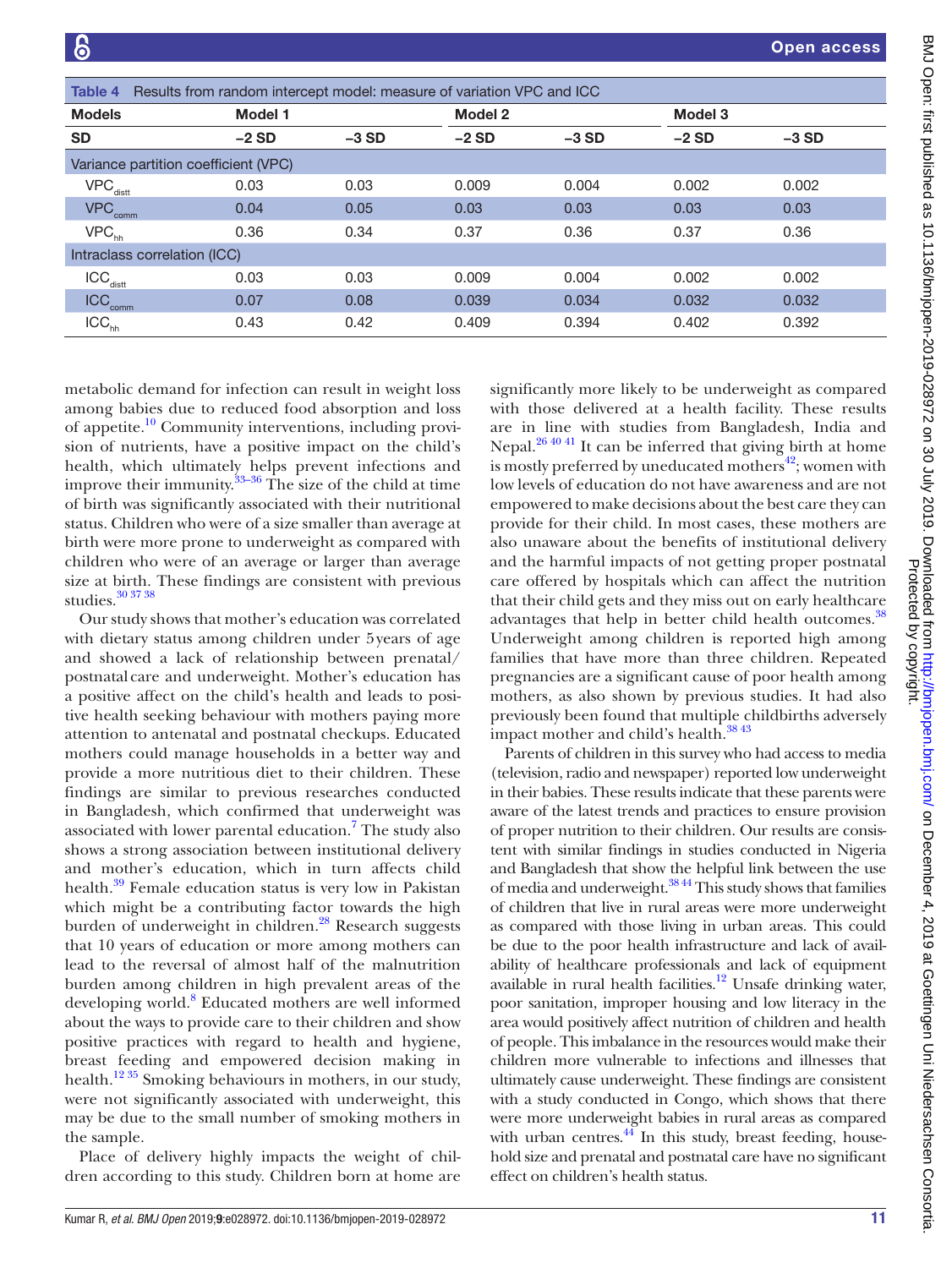**Table 4** Results from random intercept model: measure of variation VPC and ICC

| Models | Model 1 | | Model 2 | | Model 3 | |
|---|---|---|---|---|---|---|
| SD | −2 SD | −3 SD | −2 SD | −3 SD | −2 SD | −3 SD |
| Variance partition coefficient (VPC) | | | | | | |
| $VPC_{distt}$ | 0.03 | 0.03 | 0.009 | 0.004 | 0.002 | 0.002 |
| $VPC_{comm}$ | 0.04 | 0.05 | 0.03 | 0.03 | 0.03 | 0.03 |
| $VPC_{hh}$ | 0.36 | 0.34 | 0.37 | 0.36 | 0.37 | 0.36 |
| Intraclass correlation (ICC) | | | | | | |
| $ICC_{distt}$ | 0.03 | 0.03 | 0.009 | 0.004 | 0.002 | 0.002 |
| $ICC_{comm}$ | 0.07 | 0.08 | 0.039 | 0.034 | 0.032 | 0.032 |
| $ICC_{hh}$ | 0.43 | 0.42 | 0.409 | 0.394 | 0.402 | 0.392 |

metabolic demand for infection can result in weight loss among babies due to reduced food absorption and loss of appetite.[10] Community interventions, including provision of nutrients, have a positive impact on the child's health, which ultimately helps prevent infections and improve their immunity.[33–36] The size of the child at time of birth was significantly associated with their nutritional status. Children who were of a size smaller than average at birth were more prone to underweight as compared with children who were of an average or larger than average size at birth. These findings are consistent with previous studies.[30 37 38]

Our study shows that mother's education was correlated with dietary status among children under 5 years of age and showed a lack of relationship between prenatal/postnatal care and underweight. Mother's education has a positive affect on the child's health and leads to positive health seeking behaviour with mothers paying more attention to antenatal and postnatal checkups. Educated mothers could manage households in a better way and provide a more nutritious diet to their children. These findings are similar to previous researches conducted in Bangladesh, which confirmed that underweight was associated with lower parental education.[7] The study also shows a strong association between institutional delivery and mother's education, which in turn affects child health.[39] Female education status is very low in Pakistan which might be a contributing factor towards the high burden of underweight in children.[28] Research suggests that 10 years of education or more among mothers can lead to the reversal of almost half of the malnutrition burden among children in high prevalent areas of the developing world.[8] Educated mothers are well informed about the ways to provide care to their children and show positive practices with regard to health and hygiene, breast feeding and empowered decision making in health.[12 35] Smoking behaviours in mothers, in our study, were not significantly associated with underweight, this may be due to the small number of smoking mothers in the sample.

Place of delivery highly impacts the weight of children according to this study. Children born at home are significantly more likely to be underweight as compared with those delivered at a health facility. These results are in line with studies from Bangladesh, India and Nepal.[26 40 41] It can be inferred that giving birth at home is mostly preferred by uneducated mothers[42]; women with low levels of education do not have awareness and are not empowered to make decisions about the best care they can provide for their child. In most cases, these mothers are also unaware about the benefits of institutional delivery and the harmful impacts of not getting proper postnatal care offered by hospitals which can affect the nutrition that their child gets and they miss out on early healthcare advantages that help in better child health outcomes.[38] Underweight among children is reported high among families that have more than three children. Repeated pregnancies are a significant cause of poor health among mothers, as also shown by previous studies. It had also previously been found that multiple childbirths adversely impact mother and child's health.[38 43]

Parents of children in this survey who had access to media (television, radio and newspaper) reported low underweight in their babies. These results indicate that these parents were aware of the latest trends and practices to ensure provision of proper nutrition to their children. Our results are consistent with similar findings in studies conducted in Nigeria and Bangladesh that show the helpful link between the use of media and underweight.[38 44] This study shows that families of children that live in rural areas were more underweight as compared with those living in urban areas. This could be due to the poor health infrastructure and lack of availability of healthcare professionals and lack of equipment available in rural health facilities.[12] Unsafe drinking water, poor sanitation, improper housing and low literacy in the area would positively affect nutrition of children and health of people. This imbalance in the resources would make their children more vulnerable to infections and illnesses that ultimately cause underweight. These findings are consistent with a study conducted in Congo, which shows that there were more underweight babies in rural areas as compared with urban centres.[44] In this study, breast feeding, household size and prenatal and postnatal care have no significant effect on children's health status.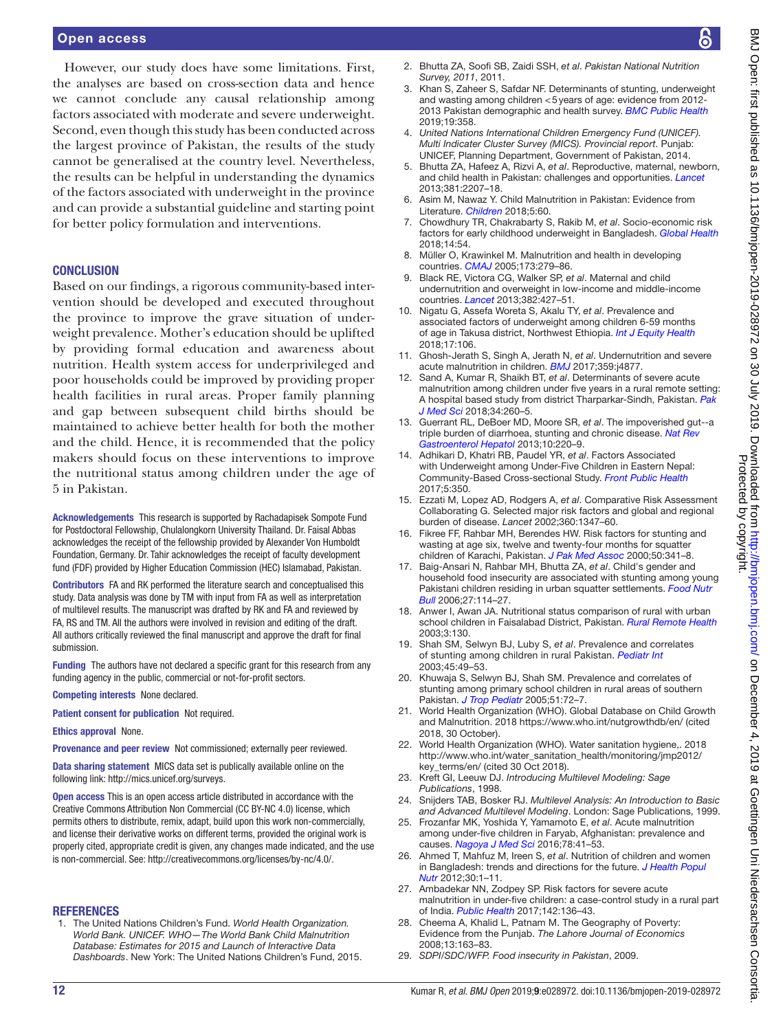However, our study does have some limitations. First, the analyses are based on cross-section data and hence we cannot conclude any causal relationship among factors associated with moderate and severe underweight. Second, even though this study has been conducted across the largest province of Pakistan, the results of the study cannot be generalised at the country level. Nevertheless, the results can be helpful in understanding the dynamics of the factors associated with underweight in the province and can provide a substantial guideline and starting point for better policy formulation and interventions.

## CONCLUSION

Based on our findings, a rigorous community-based intervention should be developed and executed throughout the province to improve the grave situation of underweight prevalence. Mother's education should be uplifted by providing formal education and awareness about nutrition. Health system access for underprivileged and poor households could be improved by providing proper health facilities in rural areas. Proper family planning and gap between subsequent child births should be maintained to achieve better health for both the mother and the child. Hence, it is recommended that the policy makers should focus on these interventions to improve the nutritional status among children under the age of 5 in Pakistan.

**Acknowledgements** This research is supported by Rachadapisek Sompote Fund for Postdoctoral Fellowship, Chulalongkorn University Thailand. Dr. Faisal Abbas acknowledges the receipt of the fellowship provided by Alexander Von Humboldt Foundation, Germany. Dr. Tahir acknowledges the receipt of faculty development fund (FDF) provided by Higher Education Commission (HEC) Islamabad, Pakistan.

**Contributors** FA and RK performed the literature search and conceptualised this study. Data analysis was done by TM with input from FA as well as interpretation of multilevel results. The manuscript was drafted by RK and FA and reviewed by FA, RS and TM. All the authors were involved in revision and editing of the draft. All authors critically reviewed the final manuscript and approve the draft for final submission.

**Funding** The authors have not declared a specific grant for this research from any funding agency in the public, commercial or not-for-profit sectors.

**Competing interests** None declared.

**Patient consent for publication** Not required.

**Ethics approval** None.

**Provenance and peer review** Not commissioned; externally peer reviewed.

**Data sharing statement** MICS data set is publically available online on the following link: http://mics.unicef.org/surveys.

**Open access** This is an open access article distributed in accordance with the Creative Commons Attribution Non Commercial (CC BY-NC 4.0) license, which permits others to distribute, remix, adapt, build upon this work non-commercially, and license their derivative works on different terms, provided the original work is properly cited, appropriate credit is given, any changes made indicated, and the use is non-commercial. See: http://creativecommons.org/licenses/by-nc/4.0/.

## REFERENCES

1. The United Nations Children's Fund. *World Health Organization. World Bank. UNICEF. WHO—The World Bank Child Malnutrition Database: Estimates for 2015 and Launch of Interactive Data Dashboards*. New York: The United Nations Children's Fund, 2015.
2. Bhutta ZA, Soofi SB, Zaidi SSH, *et al*. *Pakistan National Nutrition Survey, 2011*, 2011.
3. Khan S, Zaheer S, Safdar NF. Determinants of stunting, underweight and wasting among children <5 years of age: evidence from 2012-2013 Pakistan demographic and health survey. *BMC Public Health* 2019;19:358.
4. *United Nations International Children Emergency Fund (UNICEF). Multi Indicater Cluster Survey (MICS). Provincial report*. Punjab: UNICEF, Planning Department, Government of Pakistan, 2014.
5. Bhutta ZA, Hafeez A, Rizvi A, *et al*. Reproductive, maternal, newborn, and child health in Pakistan: challenges and opportunities. *Lancet* 2013;381:2207–18.
6. Asim M, Nawaz Y. Child Malnutrition in Pakistan: Evidence from Literature. *Children* 2018;5:60.
7. Chowdhury TR, Chakrabarty S, Rakib M, *et al*. Socio-economic risk factors for early childhood underweight in Bangladesh. *Global Health* 2018;14:54.
8. Müller O, Krawinkel M. Malnutrition and health in developing countries. *CMAJ* 2005;173:279–86.
9. Black RE, Victora CG, Walker SP, *et al*. Maternal and child undernutrition and overweight in low-income and middle-income countries. *Lancet* 2013;382:427–51.
10. Nigatu G, Assefa Woreta S, Akalu TY, *et al*. Prevalence and associated factors of underweight among children 6-59 months of age in Takusa district, Northwest Ethiopia. *Int J Equity Health* 2018;17:106.
11. Ghosh-Jerath S, Singh A, Jerath N, *et al*. Undernutrition and severe acute malnutrition in children. *BMJ* 2017;359:j4877.
12. Sand A, Kumar R, Shaikh BT, *et al*. Determinants of severe acute malnutrition among children under five years in a rural remote setting: A hospital based study from district Tharparkar-Sindh, Pakistan. *Pak J Med Sci* 2018;34:260–5.
13. Guerrant RL, DeBoer MD, Moore SR, *et al*. The impoverished gut--a triple burden of diarrhoea, stunting and chronic disease. *Nat Rev Gastroenterol Hepatol* 2013;10:220–9.
14. Adhikari D, Khatri RB, Paudel YR, *et al*. Factors Associated with Underweight among Under-Five Children in Eastern Nepal: Community-Based Cross-sectional Study. *Front Public Health* 2017;5:350.
15. Ezzati M, Lopez AD, Rodgers A, *et al*. Comparative Risk Assessment Collaborating G. Selected major risk factors and global and regional burden of disease. *Lancet* 2002;360:1347–60.
16. Fikree FF, Rahbar MH, Berendes HW. Risk factors for stunting and wasting at age six, twelve and twenty-four months for squatter children of Karachi, Pakistan. *J Pak Med Assoc* 2000;50:341–8.
17. Baig-Ansari N, Rahbar MH, Bhutta ZA, *et al*. Child's gender and household food insecurity are associated with stunting among young Pakistani children residing in urban squatter settlements. *Food Nutr Bull* 2006;27:114–27.
18. Anwer I, Awan JA. Nutritional status comparison of rural with urban school children in Faisalabad District, Pakistan. *Rural Remote Health* 2003;3:130.
19. Shah SM, Selwyn BJ, Luby S, *et al*. Prevalence and correlates of stunting among children in rural Pakistan. *Pediatr Int* 2003;45:49–53.
20. Khuwaja S, Selwyn BJ, Shah SM. Prevalence and correlates of stunting among primary school children in rural areas of southern Pakistan. *J Trop Pediatr* 2005;51:72–7.
21. World Health Organization (WHO). Global Database on Child Growth and Malnutrition. 2018 https://www.who.int/nutgrowthdb/en/ (cited 2018, 30 October).
22. World Health Organization (WHO). Water sanitation hygiene,. 2018 http://www.who.int/water_sanitation_health/monitoring/jmp2012/key_terms/en/ (cited 30 Oct 2018).
23. Kreft GI, Leeuw DJ. *Introducing Multilevel Modeling: Sage Publications*, 1998.
24. Snijders TAB, Bosker RJ. *Multilevel Analysis: An Introduction to Basic and Advanced Multilevel Modeling*. London: Sage Publications, 1999.
25. Frozanfar MK, Yoshida Y, Yamamoto E, *et al*. Acute malnutrition among under-five children in Faryab, Afghanistan: prevalence and causes. *Nagoya J Med Sci* 2016;78:41–53.
26. Ahmed T, Mahfuz M, Ireen S, *et al*. Nutrition of children and women in Bangladesh: trends and directions for the future. *J Health Popul Nutr* 2012;30:1–11.
27. Ambadekar NN, Zodpey SP. Risk factors for severe acute malnutrition in under-five children: a case-control study in a rural part of India. *Public Health* 2017;142:136–43.
28. Cheema A, Khalid L, Patnam M. The Geography of Poverty: Evidence from the Punjab. *The Lahore Journal of Economics* 2008;13:163–83.
29. *SDPI/SDC/WFP. Food insecurity in Pakistan*, 2009.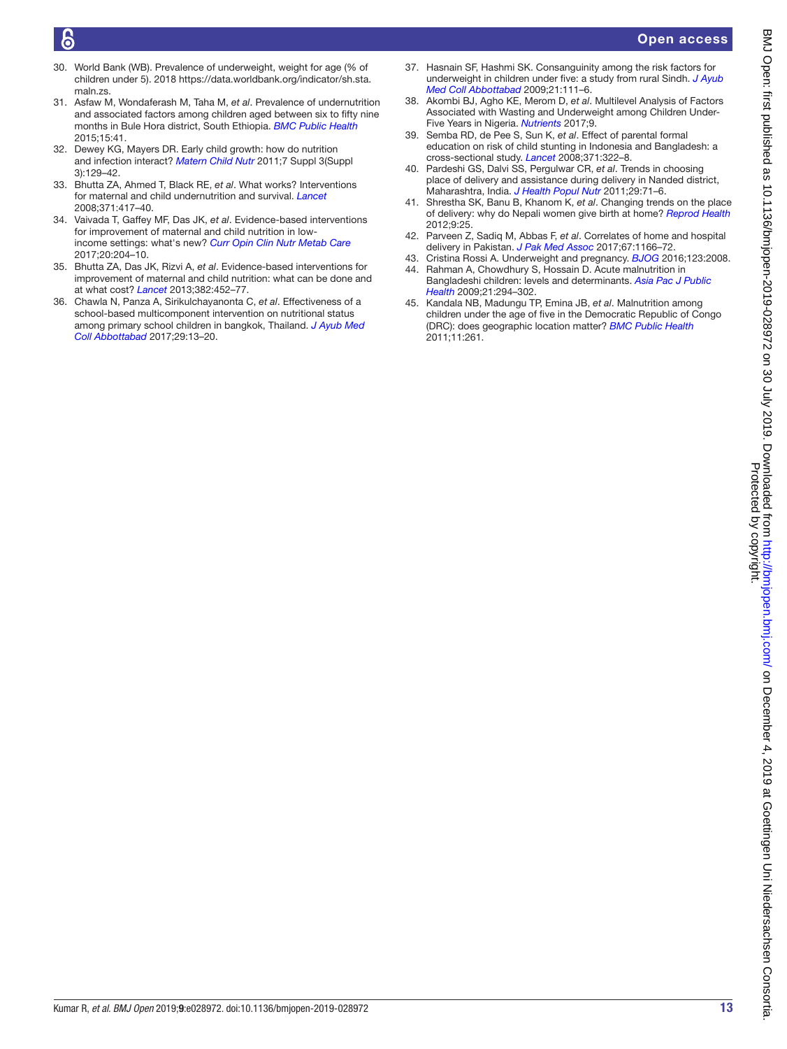30. World Bank (WB). Prevalence of underweight, weight for age (% of children under 5). 2018 https://data.worldbank.org/indicator/sh.sta.maln.zs.
31. Asfaw M, Wondaferash M, Taha M, *et al*. Prevalence of undernutrition and associated factors among children aged between six to fifty nine months in Bule Hora district, South Ethiopia. *BMC Public Health* 2015;15:41.
32. Dewey KG, Mayers DR. Early child growth: how do nutrition and infection interact? *Matern Child Nutr* 2011;7 Suppl 3(Suppl 3):129–42.
33. Bhutta ZA, Ahmed T, Black RE, *et al*. What works? Interventions for maternal and child undernutrition and survival. *Lancet* 2008;371:417–40.
34. Vaivada T, Gaffey MF, Das JK, *et al*. Evidence-based interventions for improvement of maternal and child nutrition in low-income settings: what's new? *Curr Opin Clin Nutr Metab Care* 2017;20:204–10.
35. Bhutta ZA, Das JK, Rizvi A, *et al*. Evidence-based interventions for improvement of maternal and child nutrition: what can be done and at what cost? *Lancet* 2013;382:452–77.
36. Chawla N, Panza A, Sirikulchayanonta C, *et al*. Effectiveness of a school-based multicomponent intervention on nutritional status among primary school children in bangkok, Thailand. *J Ayub Med Coll Abbottabad* 2017;29:13–20.
37. Hasnain SF, Hashmi SK. Consanguinity among the risk factors for underweight in children under five: a study from rural Sindh. *J Ayub Med Coll Abbottabad* 2009;21:111–6.
38. Akombi BJ, Agho KE, Merom D, *et al*. Multilevel Analysis of Factors Associated with Wasting and Underweight among Children Under-Five Years in Nigeria. *Nutrients* 2017;9.
39. Semba RD, de Pee S, Sun K, *et al*. Effect of parental formal education on risk of child stunting in Indonesia and Bangladesh: a cross-sectional study. *Lancet* 2008;371:322–8.
40. Pardeshi GS, Dalvi SS, Pergulwar CR, *et al*. Trends in choosing place of delivery and assistance during delivery in Nanded district, Maharashtra, India. *J Health Popul Nutr* 2011;29:71–6.
41. Shrestha SK, Banu B, Khanom K, *et al*. Changing trends on the place of delivery: why do Nepali women give birth at home? *Reprod Health* 2012;9:25.
42. Parveen Z, Sadiq M, Abbas F, *et al*. Correlates of home and hospital delivery in Pakistan. *J Pak Med Assoc* 2017;67:1166–72.
43. Cristina Rossi A. Underweight and pregnancy. *BJOG* 2016;123:2008.
44. Rahman A, Chowdhury S, Hossain D. Acute malnutrition in Bangladeshi children: levels and determinants. *Asia Pac J Public Health* 2009;21:294–302.
45. Kandala NB, Madungu TP, Emina JB, *et al*. Malnutrition among children under the age of five in the Democratic Republic of Congo (DRC): does geographic location matter? *BMC Public Health* 2011;11:261.